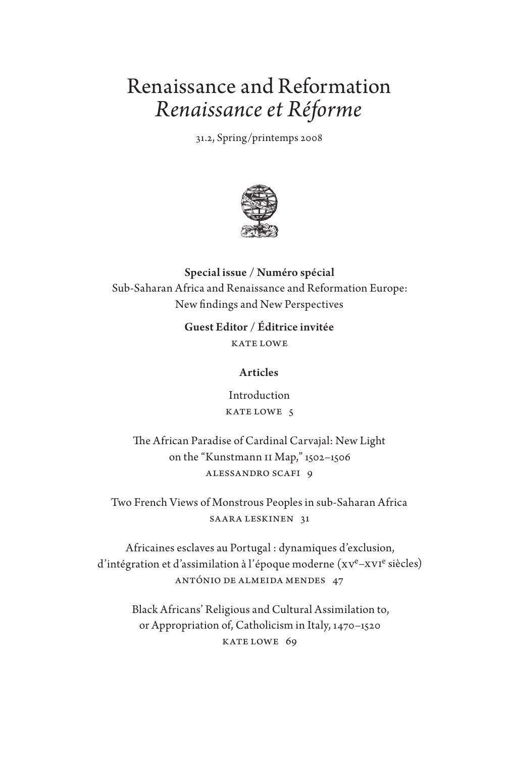# Renaissance and Reformation
# *Renaissance et Réforme*

31.2, Spring/printemps 2008

**Special issue / Numéro spécial**
Sub-Saharan Africa and Renaissance and Reformation Europe: New findings and New Perspectives

**Guest Editor / Éditrice invitée**
KATE LOWE

**Articles**

Introduction
KATE LOWE 5

The African Paradise of Cardinal Carvajal: New Light on the "Kunstmann II Map," 1502–1506
ALESSANDRO SCAFI 9

Two French Views of Monstrous Peoples in sub-Saharan Africa
SAARA LESKINEN 31

Africaines esclaves au Portugal : dynamiques d'exclusion, d'intégration et d'assimilation à l'époque moderne (XV[e]–XVI[e] siècles)
ANTÓNIO DE ALMEIDA MENDES 47

Black Africans' Religious and Cultural Assimilation to, or Appropriation of, Catholicism in Italy, 1470–1520
KATE LOWE 69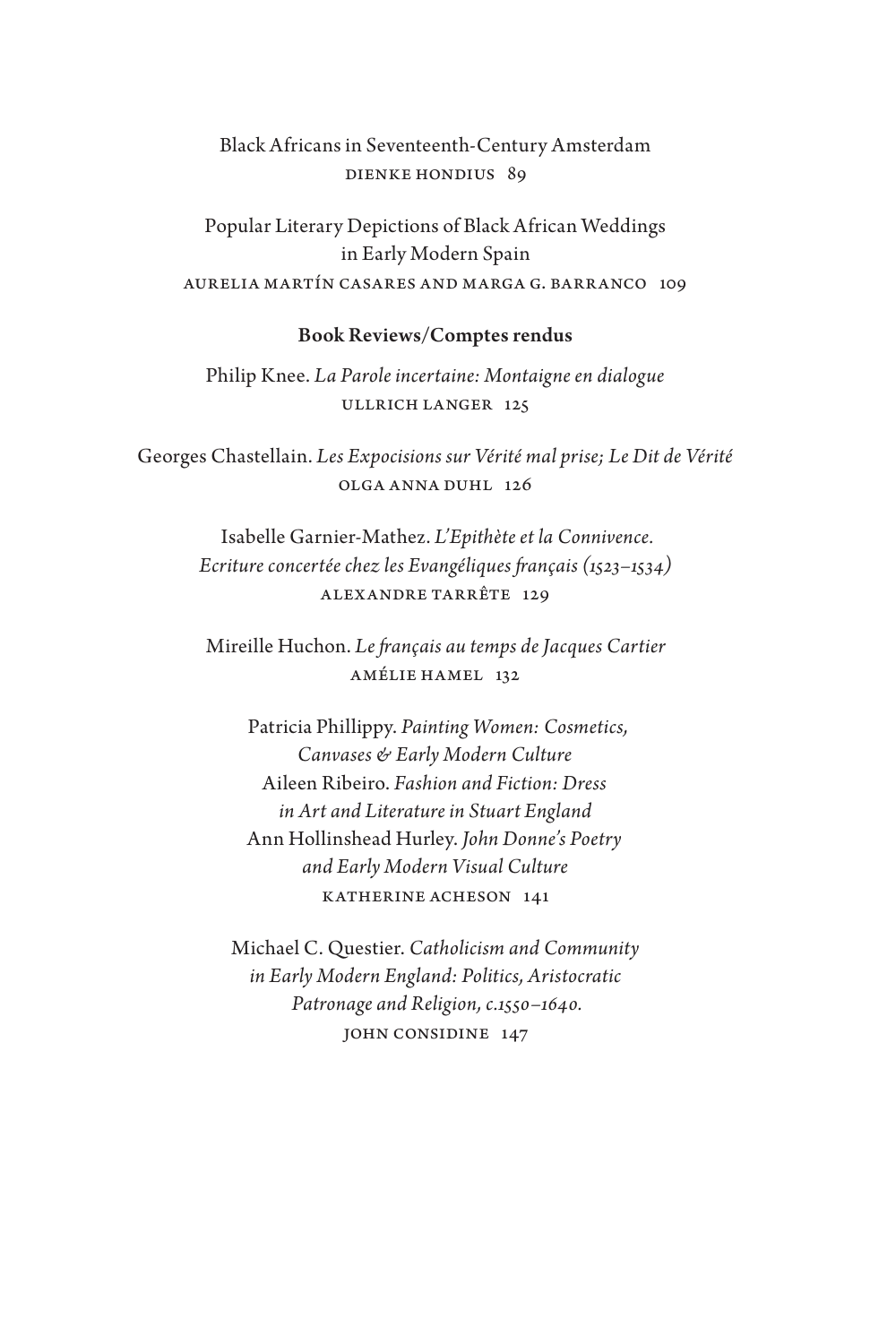Black Africans in Seventeenth-Century Amsterdam
DIENKE HONDIUS 89

Popular Literary Depictions of Black African Weddings in Early Modern Spain
AURELIA MARTÍN CASARES AND MARGA G. BARRANCO 109

**Book Reviews/Comptes rendus**

Philip Knee. *La Parole incertaine: Montaigne en dialogue*
ULLRICH LANGER 125

Georges Chastellain. *Les Expocisions sur Vérité mal prise; Le Dit de Vérité*
OLGA ANNA DUHL 126

Isabelle Garnier-Mathez. *L'Epithète et la Connivence. Ecriture concertée chez les Evangéliques français (1523–1534)*
ALEXANDRE TARRÊTE 129

Mireille Huchon. *Le français au temps de Jacques Cartier*
AMÉLIE HAMEL 132

Patricia Phillippy. *Painting Women: Cosmetics, Canvases & Early Modern Culture*
Aileen Ribeiro. *Fashion and Fiction: Dress in Art and Literature in Stuart England*
Ann Hollinshead Hurley. *John Donne's Poetry and Early Modern Visual Culture*
KATHERINE ACHESON 141

Michael C. Questier. *Catholicism and Community in Early Modern England: Politics, Aristocratic Patronage and Religion, c.1550–1640.*
JOHN CONSIDINE 147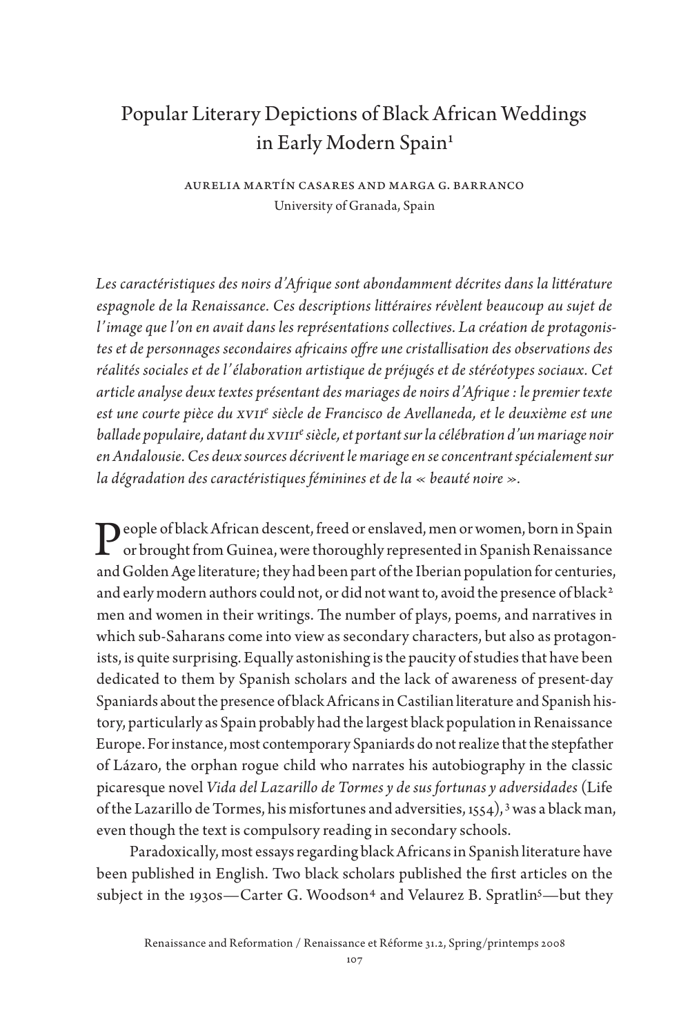# Popular Literary Depictions of Black African Weddings in Early Modern Spain[1]

AURELIA MARTÍN CASARES AND MARGA G. BARRANCO
University of Granada, Spain

*Les caractéristiques des noirs d'Afrique sont abondamment décrites dans la littérature espagnole de la Renaissance. Ces descriptions littéraires révèlent beaucoup au sujet de l'image que l'on en avait dans les représentations collectives. La création de protagonistes et de personnages secondaires africains offre une cristallisation des observations des réalités sociales et de l'élaboration artistique de préjugés et de stéréotypes sociaux. Cet article analyse deux textes présentant des mariages de noirs d'Afrique : le premier texte est une courte pièce du XVII[e] siècle de Francisco de Avellaneda, et le deuxième est une ballade populaire, datant du XVIII[e] siècle, et portant sur la célébration d'un mariage noir en Andalousie. Ces deux sources décrivent le mariage en se concentrant spécialement sur la dégradation des caractéristiques féminines et de la « beauté noire ».*

People of black African descent, freed or enslaved, men or women, born in Spain or brought from Guinea, were thoroughly represented in Spanish Renaissance and Golden Age literature; they had been part of the Iberian population for centuries, and early modern authors could not, or did not want to, avoid the presence of black[2] men and women in their writings. The number of plays, poems, and narratives in which sub-Saharans come into view as secondary characters, but also as protagonists, is quite surprising. Equally astonishing is the paucity of studies that have been dedicated to them by Spanish scholars and the lack of awareness of present-day Spaniards about the presence of black Africans in Castilian literature and Spanish history, particularly as Spain probably had the largest black population in Renaissance Europe. For instance, most contemporary Spaniards do not realize that the stepfather of Lázaro, the orphan rogue child who narrates his autobiography in the classic picaresque novel *Vida del Lazarillo de Tormes y de sus fortunas y adversidades* (Life of the Lazarillo de Tormes, his misfortunes and adversities, 1554),[3] was a black man, even though the text is compulsory reading in secondary schools.

Paradoxically, most essays regarding black Africans in Spanish literature have been published in English. Two black scholars published the first articles on the subject in the 1930s—Carter G. Woodson[4] and Velaurez B. Spratlin[5]—but they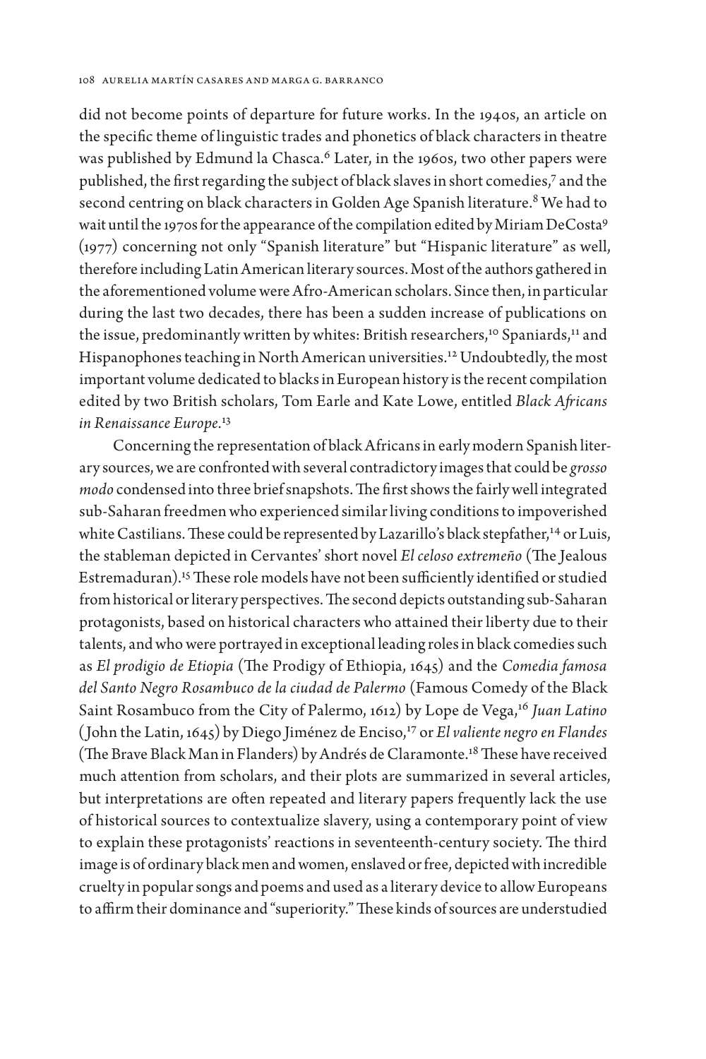did not become points of departure for future works. In the 1940s, an article on the specific theme of linguistic trades and phonetics of black characters in theatre was published by Edmund la Chasca.[6] Later, in the 1960s, two other papers were published, the first regarding the subject of black slaves in short comedies,[7] and the second centring on black characters in Golden Age Spanish literature.[8] We had to wait until the 1970s for the appearance of the compilation edited by Miriam DeCosta[9] (1977) concerning not only "Spanish literature" but "Hispanic literature" as well, therefore including Latin American literary sources. Most of the authors gathered in the aforementioned volume were Afro-American scholars. Since then, in particular during the last two decades, there has been a sudden increase of publications on the issue, predominantly written by whites: British researchers,[10] Spaniards,[11] and Hispanophones teaching in North American universities.[12] Undoubtedly, the most important volume dedicated to blacks in European history is the recent compilation edited by two British scholars, Tom Earle and Kate Lowe, entitled *Black Africans in Renaissance Europe*.[13]

Concerning the representation of black Africans in early modern Spanish literary sources, we are confronted with several contradictory images that could be *grosso modo* condensed into three brief snapshots. The first shows the fairly well integrated sub-Saharan freedmen who experienced similar living conditions to impoverished white Castilians. These could be represented by Lazarillo's black stepfather,[14] or Luis, the stableman depicted in Cervantes' short novel *El celoso extremeño* (The Jealous Estremaduran).[15] These role models have not been sufficiently identified or studied from historical or literary perspectives. The second depicts outstanding sub-Saharan protagonists, based on historical characters who attained their liberty due to their talents, and who were portrayed in exceptional leading roles in black comedies such as *El prodigio de Etiopia* (The Prodigy of Ethiopia, 1645) and the *Comedia famosa del Santo Negro Rosambuco de la ciudad de Palermo* (Famous Comedy of the Black Saint Rosambuco from the City of Palermo, 1612) by Lope de Vega,[16] *Juan Latino* (John the Latin, 1645) by Diego Jiménez de Enciso,[17] or *El valiente negro en Flandes* (The Brave Black Man in Flanders) by Andrés de Claramonte.[18] These have received much attention from scholars, and their plots are summarized in several articles, but interpretations are often repeated and literary papers frequently lack the use of historical sources to contextualize slavery, using a contemporary point of view to explain these protagonists' reactions in seventeenth-century society. The third image is of ordinary black men and women, enslaved or free, depicted with incredible cruelty in popular songs and poems and used as a literary device to allow Europeans to affirm their dominance and "superiority." These kinds of sources are understudied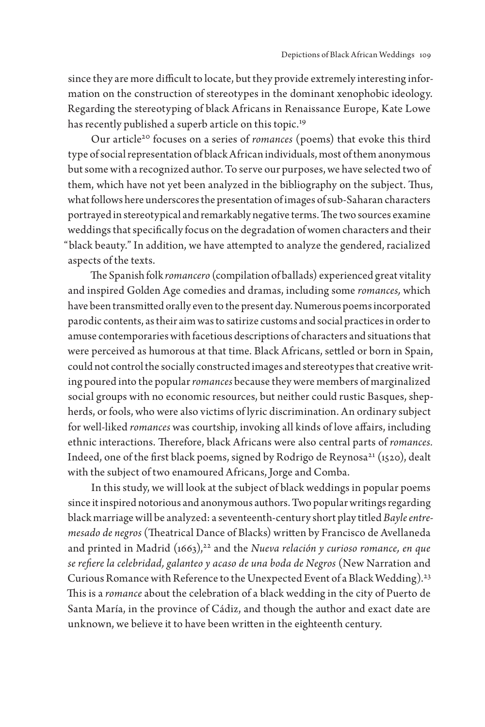since they are more difficult to locate, but they provide extremely interesting information on the construction of stereotypes in the dominant xenophobic ideology. Regarding the stereotyping of black Africans in Renaissance Europe, Kate Lowe has recently published a superb article on this topic.[19]

Our article[20] focuses on a series of *romances* (poems) that evoke this third type of social representation of black African individuals, most of them anonymous but some with a recognized author. To serve our purposes, we have selected two of them, which have not yet been analyzed in the bibliography on the subject. Thus, what follows here underscores the presentation of images of sub-Saharan characters portrayed in stereotypical and remarkably negative terms. The two sources examine weddings that specifically focus on the degradation of women characters and their "black beauty." In addition, we have attempted to analyze the gendered, racialized aspects of the texts.

The Spanish folk *romancero* (compilation of ballads) experienced great vitality and inspired Golden Age comedies and dramas, including some *romances,* which have been transmitted orally even to the present day. Numerous poems incorporated parodic contents, as their aim was to satirize customs and social practices in order to amuse contemporaries with facetious descriptions of characters and situations that were perceived as humorous at that time. Black Africans, settled or born in Spain, could not control the socially constructed images and stereotypes that creative writing poured into the popular *romances* because they were members of marginalized social groups with no economic resources, but neither could rustic Basques, shepherds, or fools, who were also victims of lyric discrimination. An ordinary subject for well-liked *romances* was courtship, invoking all kinds of love affairs, including ethnic interactions. Therefore, black Africans were also central parts of *romances.* Indeed, one of the first black poems, signed by Rodrigo de Reynosa[21] (1520), dealt with the subject of two enamoured Africans, Jorge and Comba.

In this study, we will look at the subject of black weddings in popular poems since it inspired notorious and anonymous authors. Two popular writings regarding black marriage will be analyzed: a seventeenth-century short play titled *Bayle entremesado de negros* (Theatrical Dance of Blacks) written by Francisco de Avellaneda and printed in Madrid (1663),[22] and the *Nueva relación y curioso romance, en que se refiere la celebridad, galanteo y acaso de una boda de Negros* (New Narration and Curious Romance with Reference to the Unexpected Event of a Black Wedding).[23] This is a *romance* about the celebration of a black wedding in the city of Puerto de Santa María, in the province of Cádiz, and though the author and exact date are unknown, we believe it to have been written in the eighteenth century.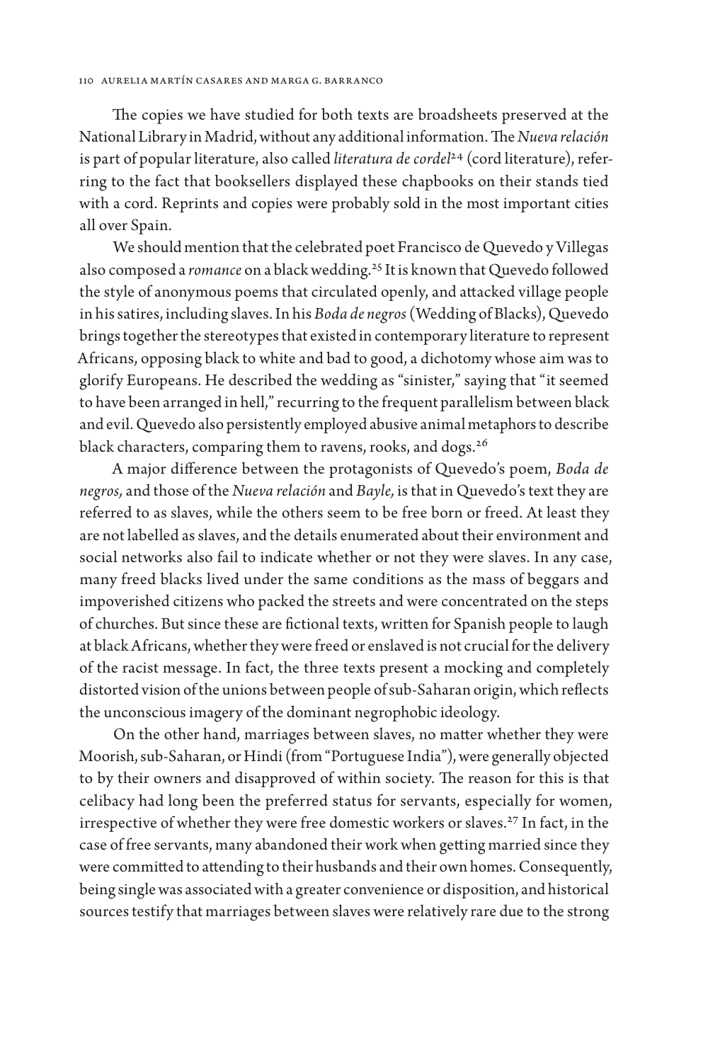The copies we have studied for both texts are broadsheets preserved at the National Library in Madrid, without any additional information. The *Nueva relación* is part of popular literature, also called *literatura de cordel*[24] (cord literature), referring to the fact that booksellers displayed these chapbooks on their stands tied with a cord. Reprints and copies were probably sold in the most important cities all over Spain.

We should mention that the celebrated poet Francisco de Quevedo y Villegas also composed a *romance* on a black wedding.[25] It is known that Quevedo followed the style of anonymous poems that circulated openly, and attacked village people in his satires, including slaves. In his *Boda de negros* (Wedding of Blacks), Quevedo brings together the stereotypes that existed in contemporary literature to represent Africans, opposing black to white and bad to good, a dichotomy whose aim was to glorify Europeans. He described the wedding as "sinister," saying that "it seemed to have been arranged in hell," recurring to the frequent parallelism between black and evil. Quevedo also persistently employed abusive animal metaphors to describe black characters, comparing them to ravens, rooks, and dogs.[26]

A major difference between the protagonists of Quevedo's poem, *Boda de negros,* and those of the *Nueva relación* and *Bayle,* is that in Quevedo's text they are referred to as slaves, while the others seem to be free born or freed. At least they are not labelled as slaves, and the details enumerated about their environment and social networks also fail to indicate whether or not they were slaves. In any case, many freed blacks lived under the same conditions as the mass of beggars and impoverished citizens who packed the streets and were concentrated on the steps of churches. But since these are fictional texts, written for Spanish people to laugh at black Africans, whether they were freed or enslaved is not crucial for the delivery of the racist message. In fact, the three texts present a mocking and completely distorted vision of the unions between people of sub-Saharan origin, which reflects the unconscious imagery of the dominant negrophobic ideology.

On the other hand, marriages between slaves, no matter whether they were Moorish, sub-Saharan, or Hindi (from "Portuguese India"), were generally objected to by their owners and disapproved of within society. The reason for this is that celibacy had long been the preferred status for servants, especially for women, irrespective of whether they were free domestic workers or slaves.[27] In fact, in the case of free servants, many abandoned their work when getting married since they were committed to attending to their husbands and their own homes. Consequently, being single was associated with a greater convenience or disposition, and historical sources testify that marriages between slaves were relatively rare due to the strong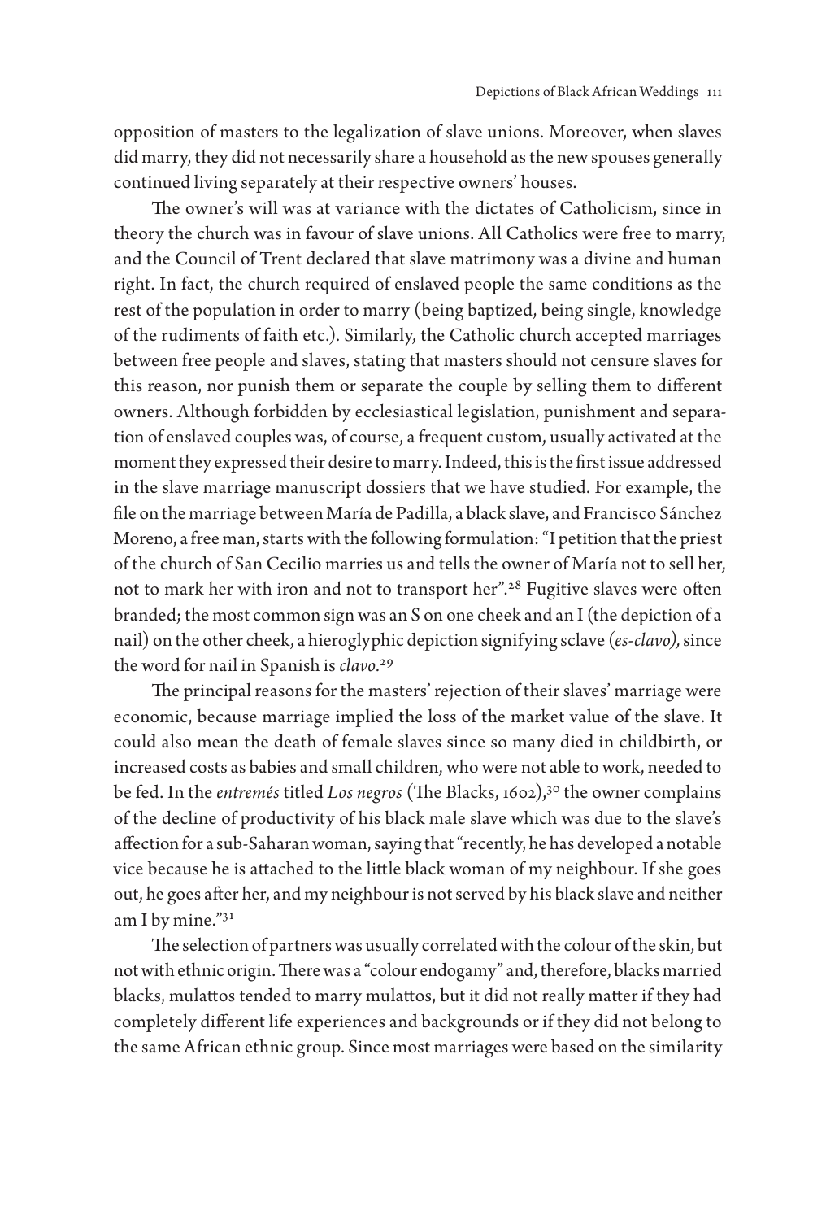opposition of masters to the legalization of slave unions. Moreover, when slaves did marry, they did not necessarily share a household as the new spouses generally continued living separately at their respective owners' houses.

The owner's will was at variance with the dictates of Catholicism, since in theory the church was in favour of slave unions. All Catholics were free to marry, and the Council of Trent declared that slave matrimony was a divine and human right. In fact, the church required of enslaved people the same conditions as the rest of the population in order to marry (being baptized, being single, knowledge of the rudiments of faith etc.). Similarly, the Catholic church accepted marriages between free people and slaves, stating that masters should not censure slaves for this reason, nor punish them or separate the couple by selling them to different owners. Although forbidden by ecclesiastical legislation, punishment and separation of enslaved couples was, of course, a frequent custom, usually activated at the moment they expressed their desire to marry. Indeed, this is the first issue addressed in the slave marriage manuscript dossiers that we have studied. For example, the file on the marriage between María de Padilla, a black slave, and Francisco Sánchez Moreno, a free man, starts with the following formulation: "I petition that the priest of the church of San Cecilio marries us and tells the owner of María not to sell her, not to mark her with iron and not to transport her".[28] Fugitive slaves were often branded; the most common sign was an S on one cheek and an I (the depiction of a nail) on the other cheek, a hieroglyphic depiction signifying sclave (*es-clavo),* since the word for nail in Spanish is *clavo*.[29]

The principal reasons for the masters' rejection of their slaves' marriage were economic, because marriage implied the loss of the market value of the slave. It could also mean the death of female slaves since so many died in childbirth, or increased costs as babies and small children, who were not able to work, needed to be fed. In the *entremés* titled *Los negros* (The Blacks, 1602),[30] the owner complains of the decline of productivity of his black male slave which was due to the slave's affection for a sub-Saharan woman, saying that "recently, he has developed a notable vice because he is attached to the little black woman of my neighbour. If she goes out, he goes after her, and my neighbour is not served by his black slave and neither am I by mine."[31]

The selection of partners was usually correlated with the colour of the skin, but not with ethnic origin. There was a "colour endogamy" and, therefore, blacks married blacks, mulattos tended to marry mulattos, but it did not really matter if they had completely different life experiences and backgrounds or if they did not belong to the same African ethnic group. Since most marriages were based on the similarity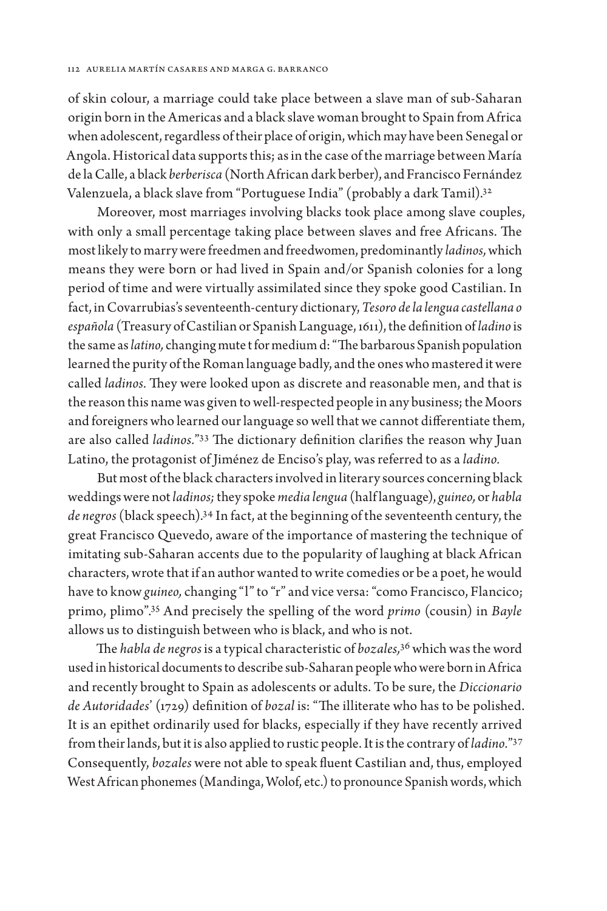of skin colour, a marriage could take place between a slave man of sub-Saharan origin born in the Americas and a black slave woman brought to Spain from Africa when adolescent, regardless of their place of origin, which may have been Senegal or Angola. Historical data supports this; as in the case of the marriage between María de la Calle, a black *berberisca* (North African dark berber), and Francisco Fernández Valenzuela, a black slave from "Portuguese India" (probably a dark Tamil).[32]

Moreover, most marriages involving blacks took place among slave couples, with only a small percentage taking place between slaves and free Africans. The most likely to marry were freedmen and freedwomen, predominantly *ladinos,* which means they were born or had lived in Spain and/or Spanish colonies for a long period of time and were virtually assimilated since they spoke good Castilian. In fact, in Covarrubias's seventeenth-century dictionary, *Tesoro de la lengua castellana o española* (Treasury of Castilian or Spanish Language, 1611), the definition of *ladino* is the same as *latino,* changing mute t for medium d: "The barbarous Spanish population learned the purity of the Roman language badly, and the ones who mastered it were called *ladinos.* They were looked upon as discrete and reasonable men, and that is the reason this name was given to well-respected people in any business; the Moors and foreigners who learned our language so well that we cannot differentiate them, are also called *ladinos.*"[33] The dictionary definition clarifies the reason why Juan Latino, the protagonist of Jiménez de Enciso's play, was referred to as a *ladino.*

But most of the black characters involved in literary sources concerning black weddings were not *ladinos;* they spoke *media lengua* (half language), *guineo,* or *habla de negros* (black speech).[34] In fact, at the beginning of the seventeenth century, the great Francisco Quevedo, aware of the importance of mastering the technique of imitating sub-Saharan accents due to the popularity of laughing at black African characters, wrote that if an author wanted to write comedies or be a poet, he would have to know *guineo,* changing "l" to "r" and vice versa: "como Francisco, Flancico; primo, plimo".[35] And precisely the spelling of the word *primo* (cousin) in *Bayle* allows us to distinguish between who is black, and who is not.

The *habla de negros* is a typical characteristic of *bozales,*[36] which was the word used in historical documents to describe sub-Saharan people who were born in Africa and recently brought to Spain as adolescents or adults. To be sure, the *Diccionario de Autoridades*' (1729) definition of *bozal* is: "The illiterate who has to be polished. It is an epithet ordinarily used for blacks, especially if they have recently arrived from their lands, but it is also applied to rustic people. It is the contrary of *ladino.*"[37] Consequently, *bozales* were not able to speak fluent Castilian and, thus, employed West African phonemes (Mandinga, Wolof, etc.) to pronounce Spanish words, which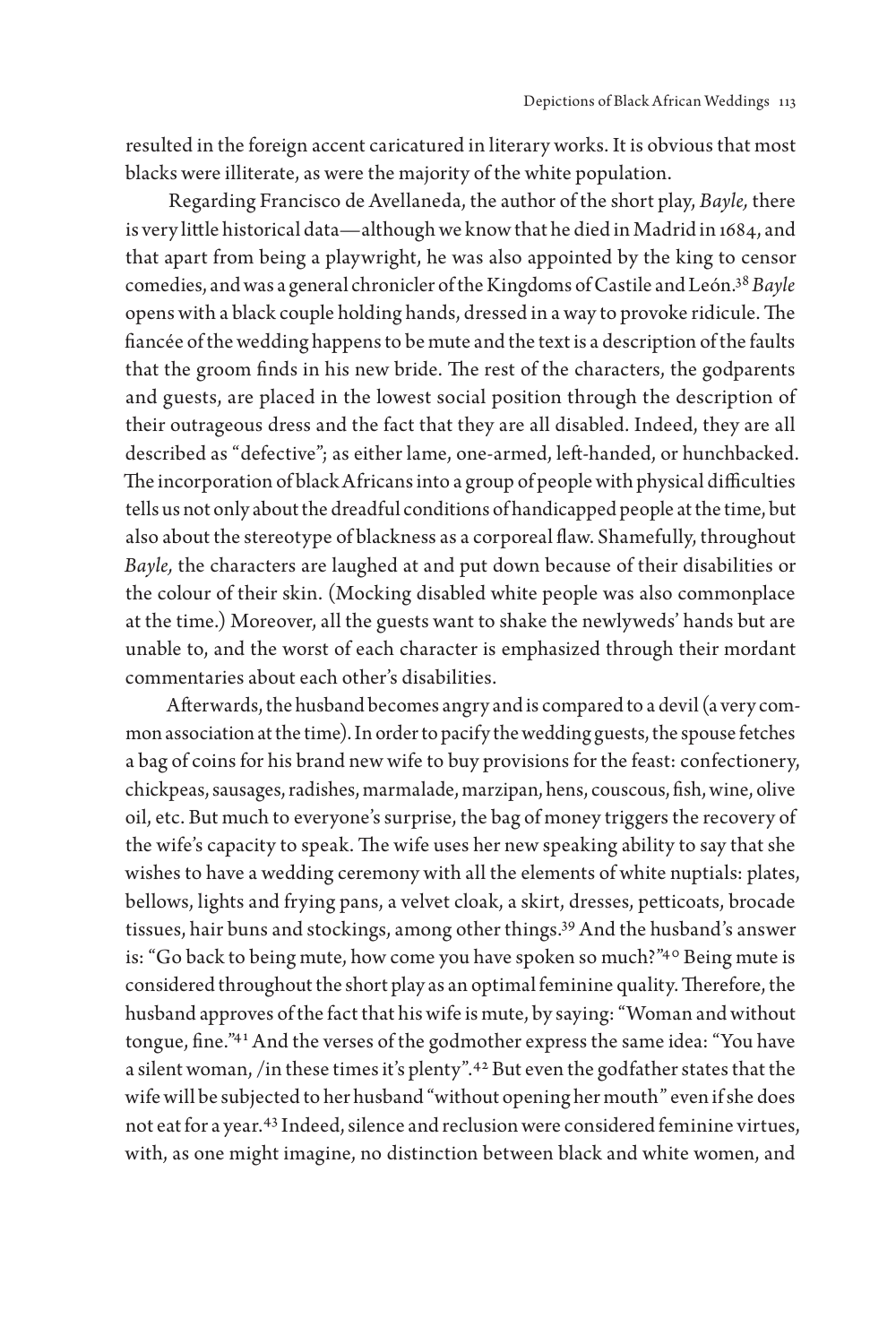resulted in the foreign accent caricatured in literary works. It is obvious that most blacks were illiterate, as were the majority of the white population.

Regarding Francisco de Avellaneda, the author of the short play, *Bayle,* there is very little historical data—although we know that he died in Madrid in 1684, and that apart from being a playwright, he was also appointed by the king to censor comedies, and was a general chronicler of the Kingdoms of Castile and León.[38] *Bayle* opens with a black couple holding hands, dressed in a way to provoke ridicule. The fiancée of the wedding happens to be mute and the text is a description of the faults that the groom finds in his new bride. The rest of the characters, the godparents and guests, are placed in the lowest social position through the description of their outrageous dress and the fact that they are all disabled. Indeed, they are all described as "defective"; as either lame, one-armed, left-handed, or hunchbacked. The incorporation of black Africans into a group of people with physical difficulties tells us not only about the dreadful conditions of handicapped people at the time, but also about the stereotype of blackness as a corporeal flaw. Shamefully, throughout *Bayle,* the characters are laughed at and put down because of their disabilities or the colour of their skin. (Mocking disabled white people was also commonplace at the time.) Moreover, all the guests want to shake the newlyweds' hands but are unable to, and the worst of each character is emphasized through their mordant commentaries about each other's disabilities.

Afterwards, the husband becomes angry and is compared to a devil (a very common association at the time). In order to pacify the wedding guests, the spouse fetches a bag of coins for his brand new wife to buy provisions for the feast: confectionery, chickpeas, sausages, radishes, marmalade, marzipan, hens, couscous, fish, wine, olive oil, etc. But much to everyone's surprise, the bag of money triggers the recovery of the wife's capacity to speak. The wife uses her new speaking ability to say that she wishes to have a wedding ceremony with all the elements of white nuptials: plates, bellows, lights and frying pans, a velvet cloak, a skirt, dresses, petticoats, brocade tissues, hair buns and stockings, among other things.[39] And the husband's answer is: "Go back to being mute, how come you have spoken so much?"[40] Being mute is considered throughout the short play as an optimal feminine quality. Therefore, the husband approves of the fact that his wife is mute, by saying: "Woman and without tongue, fine."[41] And the verses of the godmother express the same idea: "You have a silent woman, /in these times it's plenty".[42] But even the godfather states that the wife will be subjected to her husband "without opening her mouth" even if she does not eat for a year.[43] Indeed, silence and reclusion were considered feminine virtues, with, as one might imagine, no distinction between black and white women, and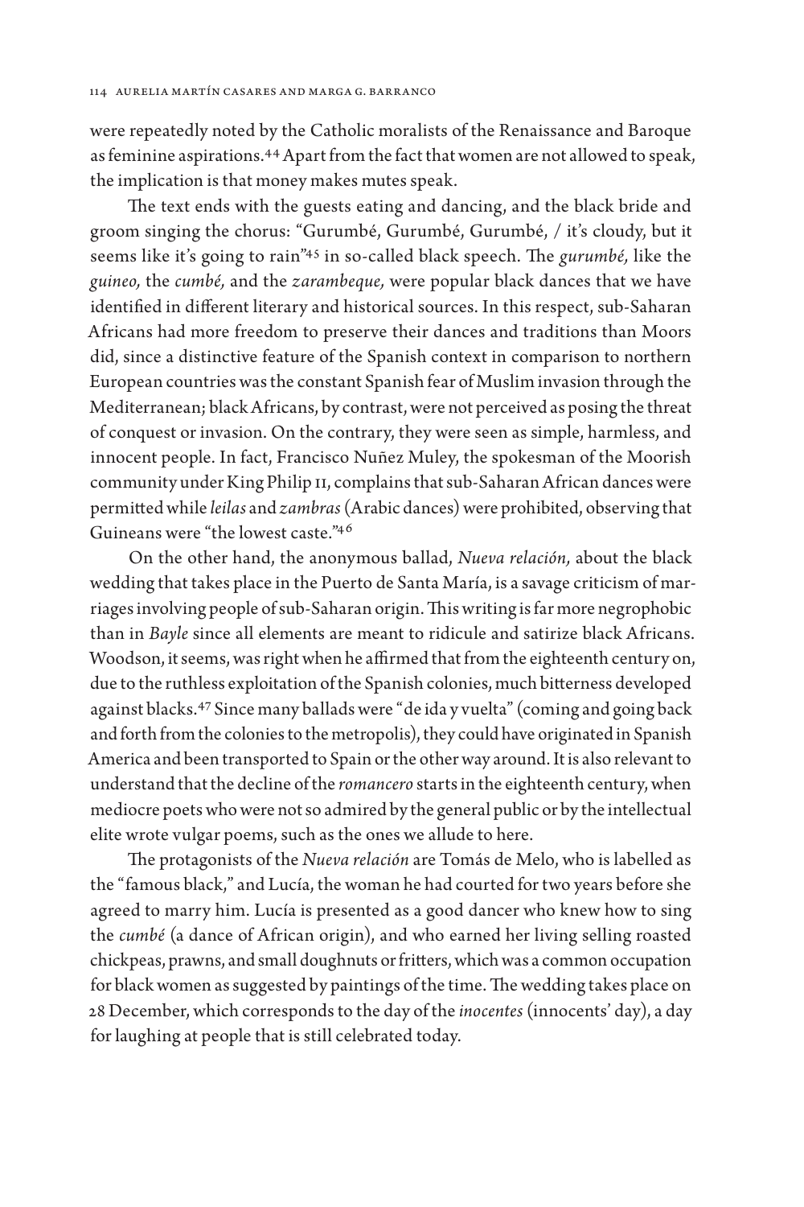were repeatedly noted by the Catholic moralists of the Renaissance and Baroque as feminine aspirations.[44] Apart from the fact that women are not allowed to speak, the implication is that money makes mutes speak.

The text ends with the guests eating and dancing, and the black bride and groom singing the chorus: "Gurumbé, Gurumbé, Gurumbé, / it's cloudy, but it seems like it's going to rain"[45] in so-called black speech. The *gurumbé,* like the *guineo,* the *cumbé,* and the *zarambeque,* were popular black dances that we have identified in different literary and historical sources. In this respect, sub-Saharan Africans had more freedom to preserve their dances and traditions than Moors did, since a distinctive feature of the Spanish context in comparison to northern European countries was the constant Spanish fear of Muslim invasion through the Mediterranean; black Africans, by contrast, were not perceived as posing the threat of conquest or invasion. On the contrary, they were seen as simple, harmless, and innocent people. In fact, Francisco Nuñez Muley, the spokesman of the Moorish community under King Philip II, complains that sub-Saharan African dances were permitted while *leilas* and *zambras* (Arabic dances) were prohibited, observing that Guineans were "the lowest caste."[46]

On the other hand, the anonymous ballad, *Nueva relación,* about the black wedding that takes place in the Puerto de Santa María, is a savage criticism of marriages involving people of sub-Saharan origin. This writing is far more negrophobic than in *Bayle* since all elements are meant to ridicule and satirize black Africans. Woodson, it seems, was right when he affirmed that from the eighteenth century on, due to the ruthless exploitation of the Spanish colonies, much bitterness developed against blacks.[47] Since many ballads were "de ida y vuelta" (coming and going back and forth from the colonies to the metropolis), they could have originated in Spanish America and been transported to Spain or the other way around. It is also relevant to understand that the decline of the *romancero* starts in the eighteenth century, when mediocre poets who were not so admired by the general public or by the intellectual elite wrote vulgar poems, such as the ones we allude to here.

The protagonists of the *Nueva relación* are Tomás de Melo, who is labelled as the "famous black," and Lucía, the woman he had courted for two years before she agreed to marry him. Lucía is presented as a good dancer who knew how to sing the *cumbé* (a dance of African origin), and who earned her living selling roasted chickpeas, prawns, and small doughnuts or fritters, which was a common occupation for black women as suggested by paintings of the time. The wedding takes place on 28 December, which corresponds to the day of the *inocentes* (innocents' day), a day for laughing at people that is still celebrated today.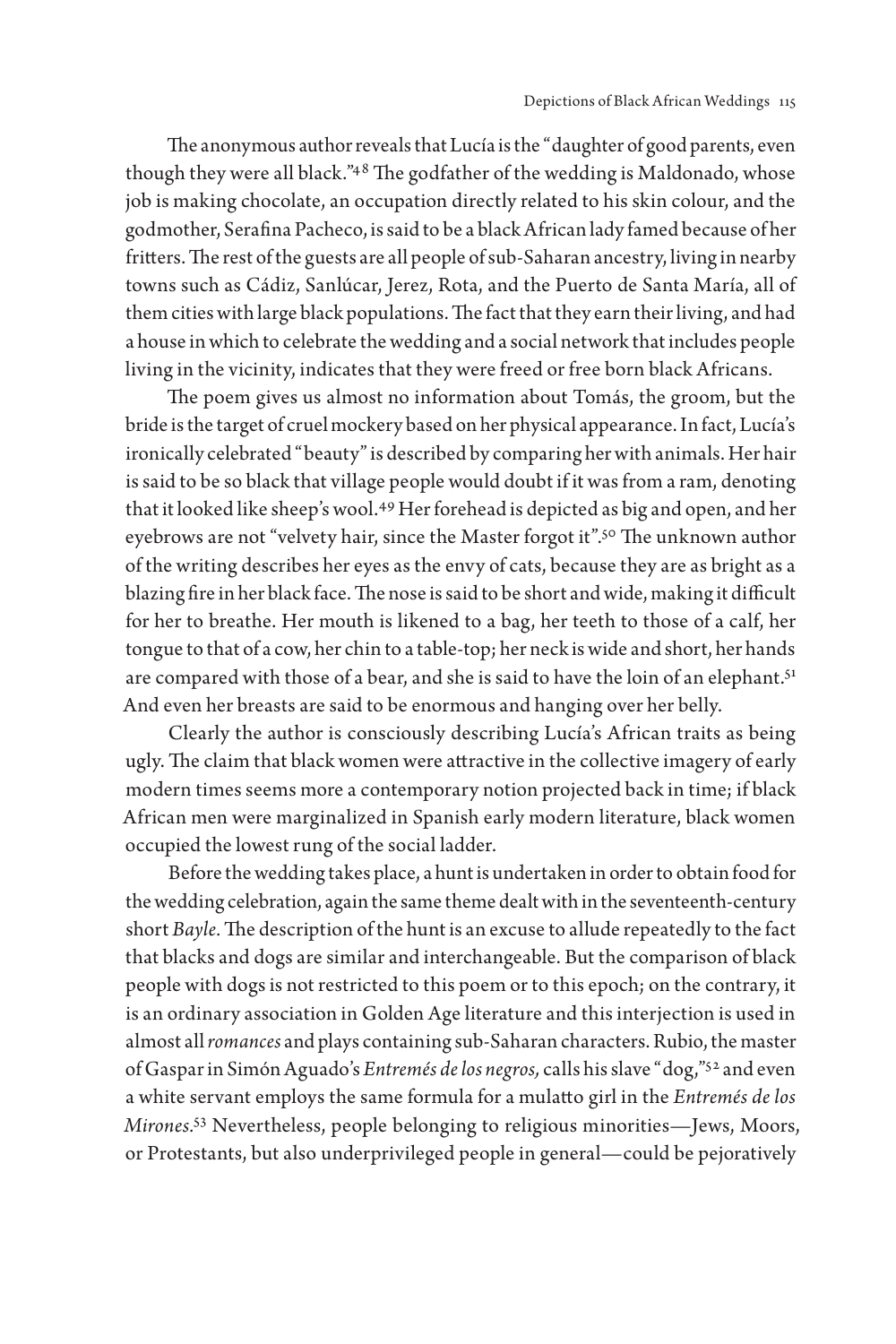The anonymous author reveals that Lucía is the "daughter of good parents, even though they were all black."[48] The godfather of the wedding is Maldonado, whose job is making chocolate, an occupation directly related to his skin colour, and the godmother, Serafina Pacheco, is said to be a black African lady famed because of her fritters. The rest of the guests are all people of sub-Saharan ancestry, living in nearby towns such as Cádiz, Sanlúcar, Jerez, Rota, and the Puerto de Santa María, all of them cities with large black populations. The fact that they earn their living, and had a house in which to celebrate the wedding and a social network that includes people living in the vicinity, indicates that they were freed or free born black Africans.

The poem gives us almost no information about Tomás, the groom, but the bride is the target of cruel mockery based on her physical appearance. In fact, Lucía's ironically celebrated "beauty" is described by comparing her with animals. Her hair is said to be so black that village people would doubt if it was from a ram, denoting that it looked like sheep's wool.[49] Her forehead is depicted as big and open, and her eyebrows are not "velvety hair, since the Master forgot it".[50] The unknown author of the writing describes her eyes as the envy of cats, because they are as bright as a blazing fire in her black face. The nose is said to be short and wide, making it difficult for her to breathe. Her mouth is likened to a bag, her teeth to those of a calf, her tongue to that of a cow, her chin to a table-top; her neck is wide and short, her hands are compared with those of a bear, and she is said to have the loin of an elephant.[51] And even her breasts are said to be enormous and hanging over her belly.

Clearly the author is consciously describing Lucía's African traits as being ugly. The claim that black women were attractive in the collective imagery of early modern times seems more a contemporary notion projected back in time; if black African men were marginalized in Spanish early modern literature, black women occupied the lowest rung of the social ladder.

Before the wedding takes place, a hunt is undertaken in order to obtain food for the wedding celebration, again the same theme dealt with in the seventeenth-century short *Bayle*. The description of the hunt is an excuse to allude repeatedly to the fact that blacks and dogs are similar and interchangeable. But the comparison of black people with dogs is not restricted to this poem or to this epoch; on the contrary, it is an ordinary association in Golden Age literature and this interjection is used in almost all *romances* and plays containing sub-Saharan characters. Rubio, the master of Gaspar in Simón Aguado's *Entremés de los negros,* calls his slave "dog,"[52] and even a white servant employs the same formula for a mulatto girl in the *Entremés de los Mirones*.[53] Nevertheless, people belonging to religious minorities—Jews, Moors, or Protestants, but also underprivileged people in general—could be pejoratively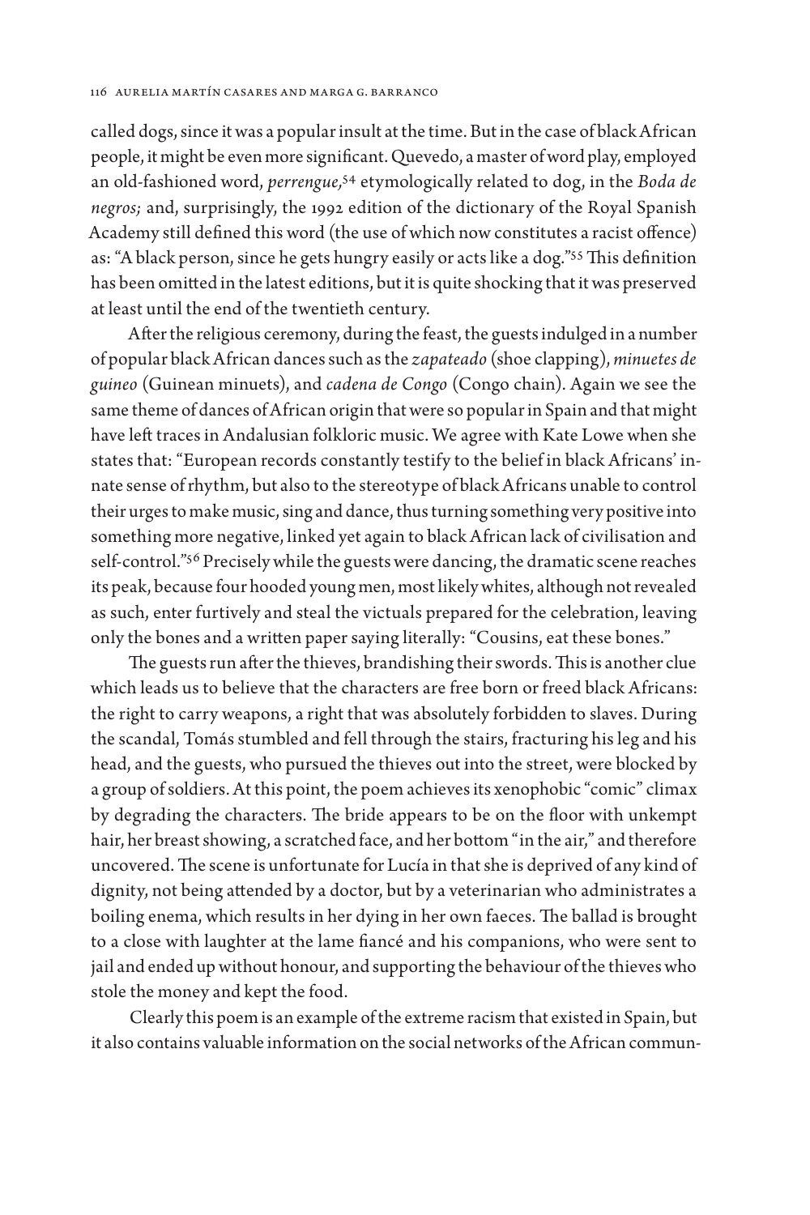called dogs, since it was a popular insult at the time. But in the case of black African people, it might be even more significant. Quevedo, a master of word play, employed an old-fashioned word, *perrengue,*[54] etymologically related to dog, in the *Boda de negros;* and, surprisingly, the 1992 edition of the dictionary of the Royal Spanish Academy still defined this word (the use of which now constitutes a racist offence) as: "A black person, since he gets hungry easily or acts like a dog."[55] This definition has been omitted in the latest editions, but it is quite shocking that it was preserved at least until the end of the twentieth century.

After the religious ceremony, during the feast, the guests indulged in a number of popular black African dances such as the *zapateado* (shoe clapping), *minuetes de guineo* (Guinean minuets), and *cadena de Congo* (Congo chain). Again we see the same theme of dances of African origin that were so popular in Spain and that might have left traces in Andalusian folkloric music. We agree with Kate Lowe when she states that: "European records constantly testify to the belief in black Africans' innate sense of rhythm, but also to the stereotype of black Africans unable to control their urges to make music, sing and dance, thus turning something very positive into something more negative, linked yet again to black African lack of civilisation and self-control."[56] Precisely while the guests were dancing, the dramatic scene reaches its peak, because four hooded young men, most likely whites, although not revealed as such, enter furtively and steal the victuals prepared for the celebration, leaving only the bones and a written paper saying literally: "Cousins, eat these bones."

The guests run after the thieves, brandishing their swords. This is another clue which leads us to believe that the characters are free born or freed black Africans: the right to carry weapons, a right that was absolutely forbidden to slaves. During the scandal, Tomás stumbled and fell through the stairs, fracturing his leg and his head, and the guests, who pursued the thieves out into the street, were blocked by a group of soldiers. At this point, the poem achieves its xenophobic "comic" climax by degrading the characters. The bride appears to be on the floor with unkempt hair, her breast showing, a scratched face, and her bottom "in the air," and therefore uncovered. The scene is unfortunate for Lucía in that she is deprived of any kind of dignity, not being attended by a doctor, but by a veterinarian who administrates a boiling enema, which results in her dying in her own faeces. The ballad is brought to a close with laughter at the lame fiancé and his companions, who were sent to jail and ended up without honour, and supporting the behaviour of the thieves who stole the money and kept the food.

Clearly this poem is an example of the extreme racism that existed in Spain, but it also contains valuable information on the social networks of the African commun-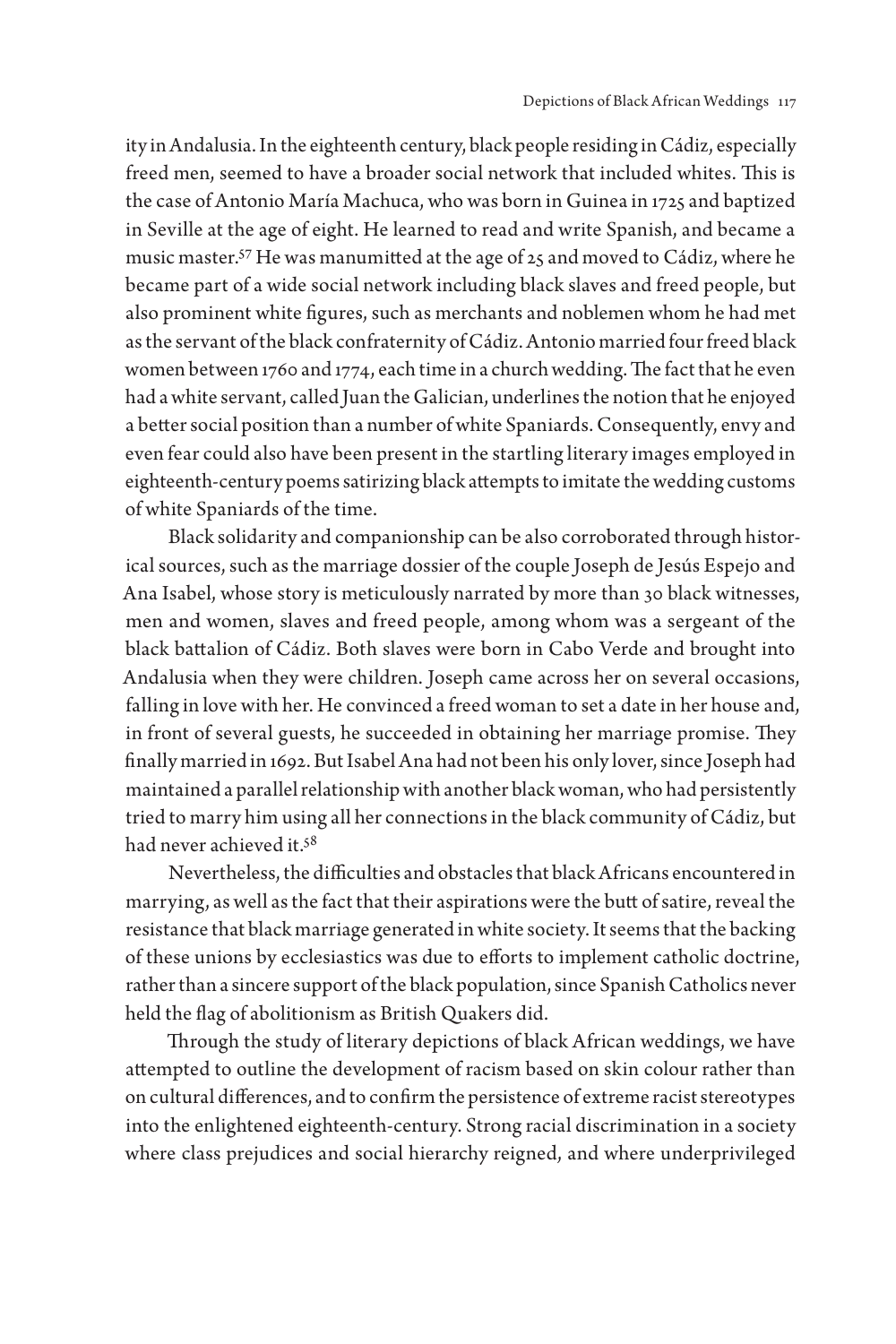ity in Andalusia. In the eighteenth century, black people residing in Cádiz, especially freed men, seemed to have a broader social network that included whites. This is the case of Antonio María Machuca, who was born in Guinea in 1725 and baptized in Seville at the age of eight. He learned to read and write Spanish, and became a music master.[57] He was manumitted at the age of 25 and moved to Cádiz, where he became part of a wide social network including black slaves and freed people, but also prominent white figures, such as merchants and noblemen whom he had met as the servant of the black confraternity of Cádiz. Antonio married four freed black women between 1760 and 1774, each time in a church wedding. The fact that he even had a white servant, called Juan the Galician, underlines the notion that he enjoyed a better social position than a number of white Spaniards. Consequently, envy and even fear could also have been present in the startling literary images employed in eighteenth-century poems satirizing black attempts to imitate the wedding customs of white Spaniards of the time.

Black solidarity and companionship can be also corroborated through historical sources, such as the marriage dossier of the couple Joseph de Jesús Espejo and Ana Isabel, whose story is meticulously narrated by more than 30 black witnesses, men and women, slaves and freed people, among whom was a sergeant of the black battalion of Cádiz. Both slaves were born in Cabo Verde and brought into Andalusia when they were children. Joseph came across her on several occasions, falling in love with her. He convinced a freed woman to set a date in her house and, in front of several guests, he succeeded in obtaining her marriage promise. They finally married in 1692. But Isabel Ana had not been his only lover, since Joseph had maintained a parallel relationship with another black woman, who had persistently tried to marry him using all her connections in the black community of Cádiz, but had never achieved it.[58]

Nevertheless, the difficulties and obstacles that black Africans encountered in marrying, as well as the fact that their aspirations were the butt of satire, reveal the resistance that black marriage generated in white society. It seems that the backing of these unions by ecclesiastics was due to efforts to implement catholic doctrine, rather than a sincere support of the black population, since Spanish Catholics never held the flag of abolitionism as British Quakers did.

Through the study of literary depictions of black African weddings, we have attempted to outline the development of racism based on skin colour rather than on cultural differences, and to confirm the persistence of extreme racist stereotypes into the enlightened eighteenth-century. Strong racial discrimination in a society where class prejudices and social hierarchy reigned, and where underprivileged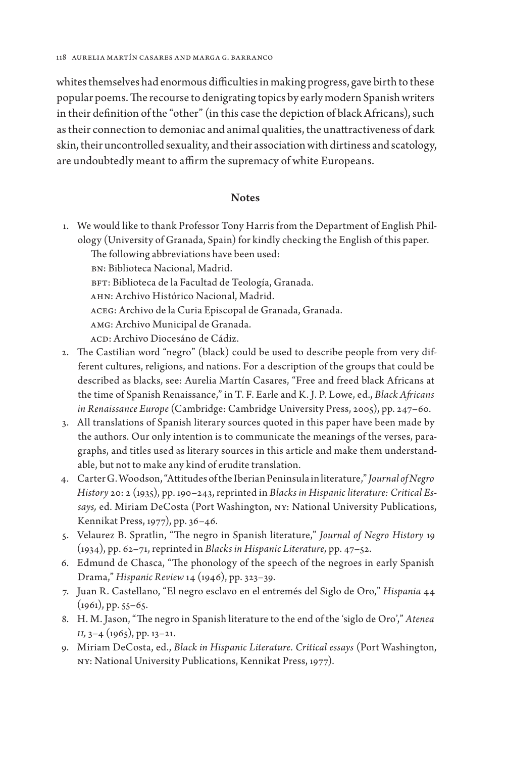whites themselves had enormous difficulties in making progress, gave birth to these popular poems. The recourse to denigrating topics by early modern Spanish writers in their definition of the "other" (in this case the depiction of black Africans), such as their connection to demoniac and animal qualities, the unattractiveness of dark skin, their uncontrolled sexuality, and their association with dirtiness and scatology, are undoubtedly meant to affirm the supremacy of white Europeans.

## Notes

1. We would like to thank Professor Tony Harris from the Department of English Philology (University of Granada, Spain) for kindly checking the English of this paper.
   The following abbreviations have been used:
   BN: Biblioteca Nacional, Madrid.
   BFT: Biblioteca de la Facultad de Teología, Granada.
   AHN: Archivo Histórico Nacional, Madrid.
   ACEG: Archivo de la Curia Episcopal de Granada, Granada.
   AMG: Archivo Municipal de Granada.
   ACD: Archivo Diocesáno de Cádiz.
2. The Castilian word "negro" (black) could be used to describe people from very different cultures, religions, and nations. For a description of the groups that could be described as blacks, see: Aurelia Martín Casares, "Free and freed black Africans at the time of Spanish Renaissance," in T. F. Earle and K. J. P. Lowe, ed., *Black Africans in Renaissance Europe* (Cambridge: Cambridge University Press, 2005), pp. 247–60.
3. All translations of Spanish literary sources quoted in this paper have been made by the authors. Our only intention is to communicate the meanings of the verses, paragraphs, and titles used as literary sources in this article and make them understandable, but not to make any kind of erudite translation.
4. Carter G. Woodson, "Attitudes of the Iberian Peninsula in literature," *Journal of Negro History* 20: 2 (1935), pp. 190–243, reprinted in *Blacks in Hispanic literature: Critical Essays,* ed. Miriam DeCosta (Port Washington, NY: National University Publications, Kennikat Press, 1977), pp. 36–46.
5. Velaurez B. Spratlin, "The negro in Spanish literature," *Journal of Negro History* 19 (1934), pp. 62–71, reprinted in *Blacks in Hispanic Literature,* pp. 47–52.
6. Edmund de Chasca, "The phonology of the speech of the negroes in early Spanish Drama," *Hispanic Review* 14 (1946), pp. 323–39.
7. Juan R. Castellano, "El negro esclavo en el entremés del Siglo de Oro," *Hispania* 44 (1961), pp. 55–65.
8. H. M. Jason, "The negro in Spanish literature to the end of the 'siglo de Oro'," *Atenea II,* 3–4 (1965), pp. 13–21.
9. Miriam DeCosta, ed., *Black in Hispanic Literature. Critical essays* (Port Washington, NY: National University Publications, Kennikat Press, 1977).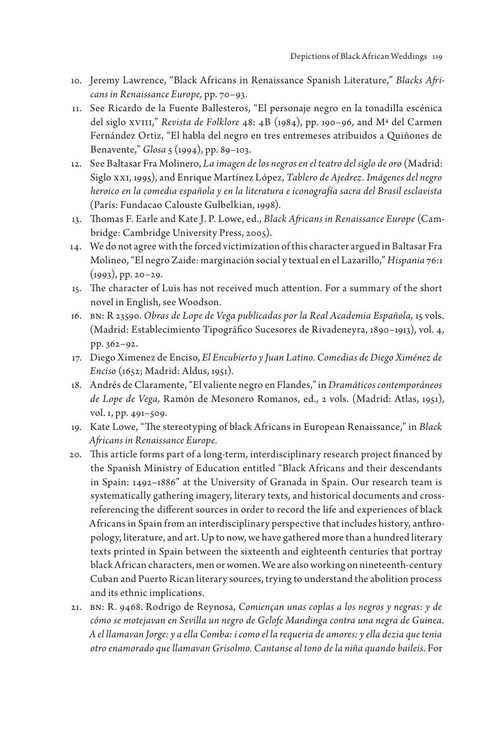10. Jeremy Lawrence, "Black Africans in Renaissance Spanish Literature," *Blacks Africans in Renaissance Europe,* pp. 70–93.
11. See Ricardo de la Fuente Ballesteros, "El personaje negro en la tonadilla escénica del siglo XVIII," *Revista de Folklore* 48: 4B (1984), pp. 190–96, and Mª del Carmen Fernández Ortiz, "El habla del negro en tres entremeses atribuidos a Quiñones de Benavente," *Glosa* 5 (1994), pp. 89–103.
12. See Baltasar Fra Molinero, *La imagen de los negros en el teatro del siglo de oro* (Madrid: Siglo XXI, 1995), and Enrique Martínez López, *Tablero de Ajedrez. Imágenes del negro heroico en la comedia española y en la literatura e iconografía sacra del Brasil esclavista* (París: Fundacao Calouste Gulbelkian, 1998).
13. Thomas F. Earle and Kate J. P. Lowe, ed., *Black Africans in Renaissance Europe* (Cambridge: Cambridge University Press, 2005).
14. We do not agree with the forced victimization of this character argued in Baltasar Fra Molineo, "El negro Zaide: marginación social y textual en el Lazarillo," *Hispania* 76:1 (1993), pp. 20–29.
15. The character of Luis has not received much attention. For a summary of the short novel in English, see Woodson.
16. BN: R 23590. *Obras de Lope de Vega publicadas por la Real Academia Española,* 15 vols. (Madrid: Establecimiento Tipográfico Sucesores de Rivadeneyra, 1890–1913), vol. 4, pp. 362–92.
17. Diego Ximenez de Enciso, *El Encubierto y Juan Latino. Comedias de Diego Ximénez de Enciso* (1652; Madrid: Aldus, 1951).
18. Andrés de Claramente, "El valiente negro en Flandes," in *Dramáticos contemporáneos de Lope de Vega,* Ramón de Mesonero Romanos, ed., 2 vols. (Madrid: Atlas, 1951), vol. 1, pp. 491–509.
19. Kate Lowe, "The stereotyping of black Africans in European Renaissance," in *Black Africans in Renaissance Europe.*
20. This article forms part of a long-term, interdisciplinary research project financed by the Spanish Ministry of Education entitled "Black Africans and their descendants in Spain: 1492–1886" at the University of Granada in Spain. Our research team is systematically gathering imagery, literary texts, and historical documents and cross-referencing the different sources in order to record the life and experiences of black Africans in Spain from an interdisciplinary perspective that includes history, anthropology, literature, and art. Up to now, we have gathered more than a hundred literary texts printed in Spain between the sixteenth and eighteenth centuries that portray black African characters, men or women. We are also working on nineteenth-century Cuban and Puerto Rican literary sources, trying to understand the abolition process and its ethnic implications.
21. BN: R. 9468. Rodrigo de Reynosa, *Comiençan unas coplas a los negros y negras: y de cómo se motejavan en Sevilla un negro de Gelofe Mandinga contra una negra de Guinea. A el llamavan Jorge: y a ella Comba: i como el la requeria de amores: y ella dezia que tenia otro enamorado que llamavan Grisolmo. Cantanse al tono de la niña quando baileis.* For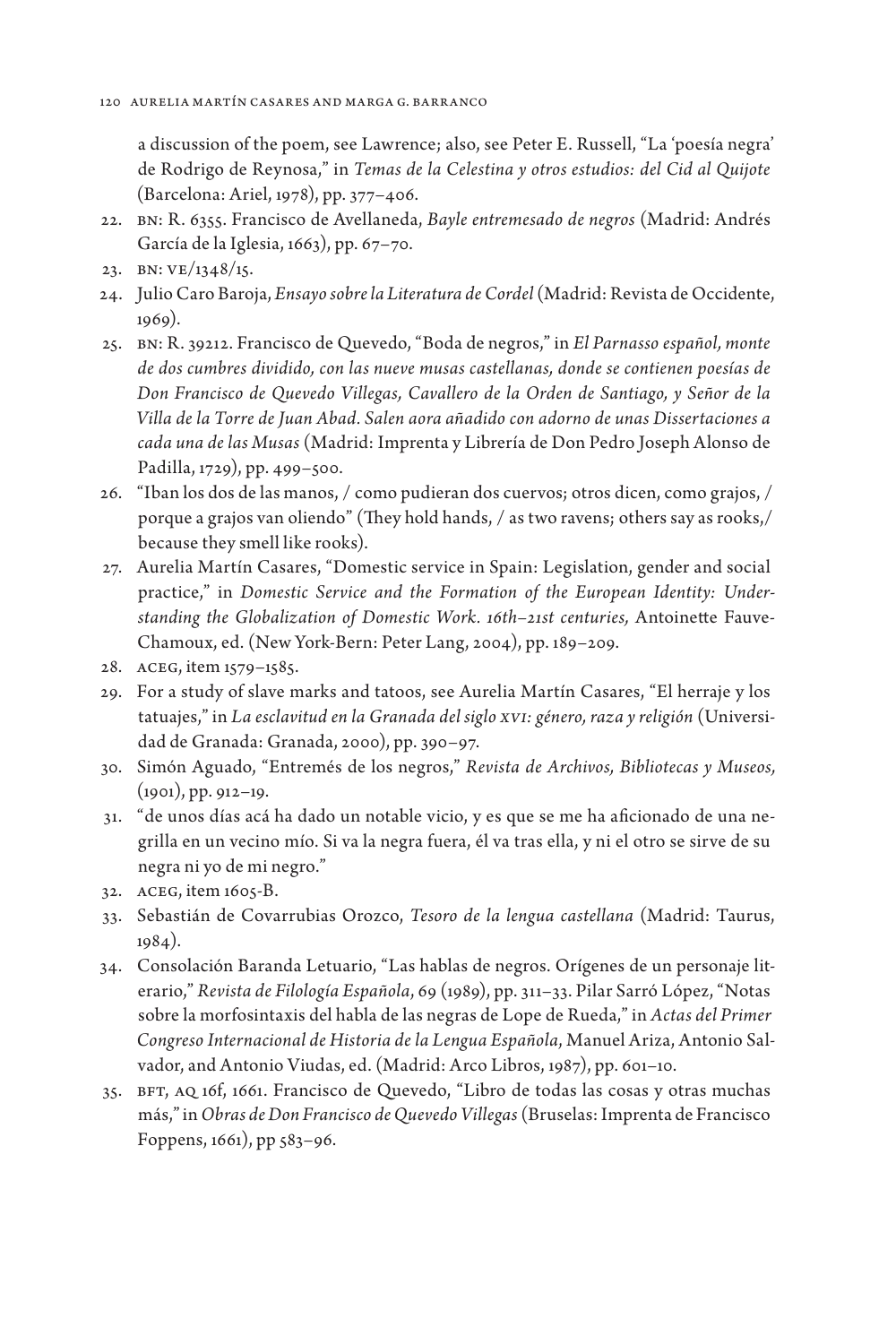a discussion of the poem, see Lawrence; also, see Peter E. Russell, "La 'poesía negra' de Rodrigo de Reynosa," in *Temas de la Celestina y otros estudios: del Cid al Quijote* (Barcelona: Ariel, 1978), pp. 377–406.

22. BN: R. 6355. Francisco de Avellaneda, *Bayle entremesado de negros* (Madrid: Andrés García de la Iglesia, 1663), pp. 67–70.
23. BN: VE/1348/15.
24. Julio Caro Baroja, *Ensayo sobre la Literatura de Cordel* (Madrid: Revista de Occidente, 1969).
25. BN: R. 39212. Francisco de Quevedo, "Boda de negros," in *El Parnasso español, monte de dos cumbres dividido, con las nueve musas castellanas, donde se contienen poesías de Don Francisco de Quevedo Villegas, Cavallero de la Orden de Santiago, y Señor de la Villa de la Torre de Juan Abad. Salen aora añadido con adorno de unas Dissertaciones a cada una de las Musas* (Madrid: Imprenta y Librería de Don Pedro Joseph Alonso de Padilla, 1729), pp. 499–500.
26. "Iban los dos de las manos, / como pudieran dos cuervos; otros dicen, como grajos, / porque a grajos van oliendo" (They hold hands, / as two ravens; others say as rooks,/ because they smell like rooks).
27. Aurelia Martín Casares, "Domestic service in Spain: Legislation, gender and social practice," in *Domestic Service and the Formation of the European Identity: Understanding the Globalization of Domestic Work. 16th–21st centuries,* Antoinette Fauve-Chamoux, ed. (New York-Bern: Peter Lang, 2004), pp. 189–209.
28. ACEG, item 1579–1585.
29. For a study of slave marks and tatoos, see Aurelia Martín Casares, "El herraje y los tatuajes," in *La esclavitud en la Granada del siglo XVI: género, raza y religión* (Universidad de Granada: Granada, 2000), pp. 390–97.
30. Simón Aguado, "Entremés de los negros," *Revista de Archivos, Bibliotecas y Museos,* (1901), pp. 912–19.
31. "de unos días acá ha dado un notable vicio, y es que se me ha aficionado de una negrilla en un vecino mío. Si va la negra fuera, él va tras ella, y ni el otro se sirve de su negra ni yo de mi negro."
32. ACEG, item 1605-B.
33. Sebastián de Covarrubias Orozco, *Tesoro de la lengua castellana* (Madrid: Taurus, 1984).
34. Consolación Baranda Letuario, "Las hablas de negros. Orígenes de un personaje literario," *Revista de Filología Española*, 69 (1989), pp. 311–33. Pilar Sarró López, "Notas sobre la morfosintaxis del habla de las negras de Lope de Rueda," in *Actas del Primer Congreso Internacional de Historia de la Lengua Española*, Manuel Ariza, Antonio Salvador, and Antonio Viudas, ed. (Madrid: Arco Libros, 1987), pp. 601–10.
35. BFT, AQ 16f, 1661. Francisco de Quevedo, "Libro de todas las cosas y otras muchas más," in *Obras de Don Francisco de Quevedo Villegas* (Bruselas: Imprenta de Francisco Foppens, 1661), pp 583–96.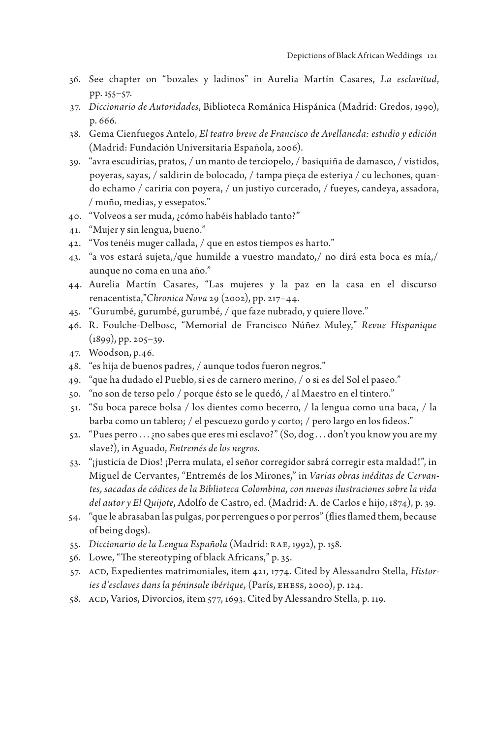36. See chapter on "bozales y ladinos" in Aurelia Martín Casares, *La esclavitud*, pp. 155–57.
37. *Diccionario de Autoridades*, Biblioteca Románica Hispánica (Madrid: Gredos, 1990), p. 666.
38. Gema Cienfuegos Antelo, *El teatro breve de Francisco de Avellaneda: estudio y edición* (Madrid: Fundación Universitaria Española, 2006).
39. "avra escudirias, pratos, / un manto de terciopelo, / basiquiña de damasco, / vistidos, poyeras, sayas, / saldirin de bolocado, / tampa pieça de esteriya / cu lechones, quando echamo / cariria con poyera, / un justiyo curcerado, / fueyes, candeya, assadora, / moño, medias, y essepatos."
40. "Volveos a ser muda, ¿cómo habéis hablado tanto?"
41. "Mujer y sin lengua, bueno."
42. "Vos tenéis muger callada, / que en estos tiempos es harto."
43. "a vos estará sujeta,/que humilde a vuestro mandato,/ no dirá esta boca es mía,/ aunque no coma en una año."
44. Aurelia Martín Casares, "Las mujeres y la paz en la casa en el discurso renacentista,"*Chronica Nova* 29 (2002), pp. 217–44.
45. "Gurumbé, gurumbé, gurumbé, / que faze nubrado, y quiere llove."
46. R. Foulche-Delbosc, "Memorial de Francisco Núñez Muley," *Revue Hispanique* (1899), pp. 205–39.
47. Woodson, p.46.
48. "es hija de buenos padres, / aunque todos fueron negros."
49. "que ha dudado el Pueblo, si es de carnero merino, / o si es del Sol el paseo."
50. "no son de terso pelo / porque ésto se le quedó, / al Maestro en el tintero."
51. "Su boca parece bolsa / los dientes como becerro, / la lengua como una baca, / la barba como un tablero; / el pescuezo gordo y corto; / pero largo en los fideos."
52. "Pues perro . . . ¿no sabes que eres mi esclavo?" (So, dog . . . don't you know you are my slave?), in Aguado, *Entremés de los negros*.
53. "¡justicia de Dios! ¡Perra mulata, el señor corregidor sabrá corregir esta maldad!", in Miguel de Cervantes, "Entremés de los Mirones," in *Varias obras inéditas de Cervantes, sacadas de códices de la Biblioteca Colombina, con nuevas ilustraciones sobre la vida del autor y El Quijote*, Adolfo de Castro, ed. (Madrid: A. de Carlos e hijo, 1874), p. 39.
54. "que le abrasaban las pulgas, por perrengues o por perros" (flies flamed them, because of being dogs).
55. *Diccionario de la Lengua Española* (Madrid: RAE, 1992), p. 158.
56. Lowe, "The stereotyping of black Africans," p. 35.
57. ACD, Expedientes matrimoniales, item 421, 1774. Cited by Alessandro Stella, *Histories d'esclaves dans la péninsule ibérique*, (París, EHESS, 2000), p. 124.
58. ACD, Varios, Divorcios, item 577, 1693. Cited by Alessandro Stella, p. 119.